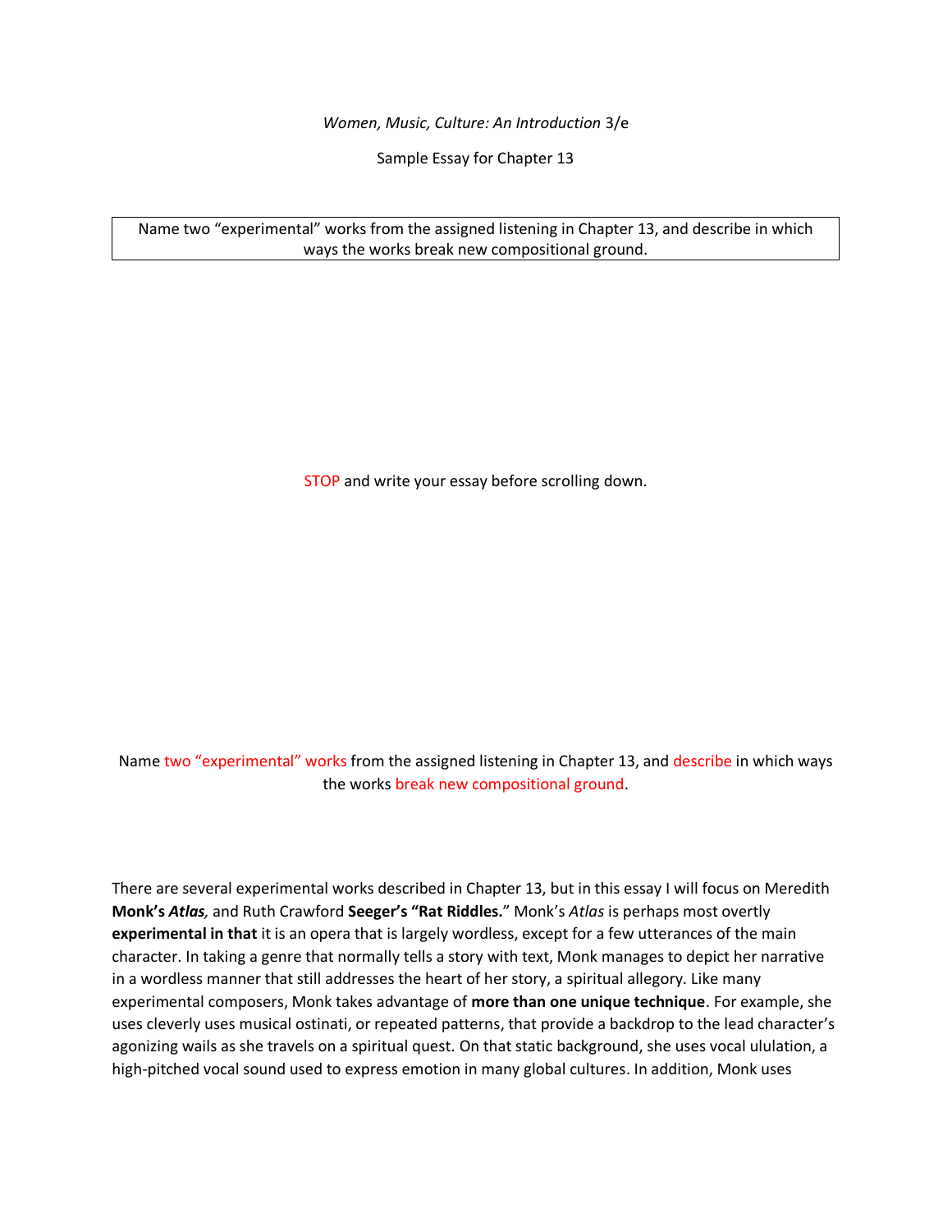*Women, Music, Culture: An Introduction* 3/e

Sample Essay for Chapter 13

| Name two "experimental" works from the assigned listening in Chapter 13, and describe in which ways the works break new compositional ground. |
| --- |

STOP and write your essay before scrolling down.

Name two "experimental" works from the assigned listening in Chapter 13, and describe in which ways the works break new compositional ground.

There are several experimental works described in Chapter 13, but in this essay I will focus on Meredith **Monk's** ***Atlas,*** and Ruth Crawford **Seeger's "Rat Riddles."** Monk's *Atlas* is perhaps most overtly **experimental in that** it is an opera that is largely wordless, except for a few utterances of the main character. In taking a genre that normally tells a story with text, Monk manages to depict her narrative in a wordless manner that still addresses the heart of her story, a spiritual allegory. Like many experimental composers, Monk takes advantage of **more than one unique technique**. For example, she uses cleverly uses musical ostinati, or repeated patterns, that provide a backdrop to the lead character's agonizing wails as she travels on a spiritual quest. On that static background, she uses vocal ululation, a high-pitched vocal sound used to express emotion in many global cultures. In addition, Monk uses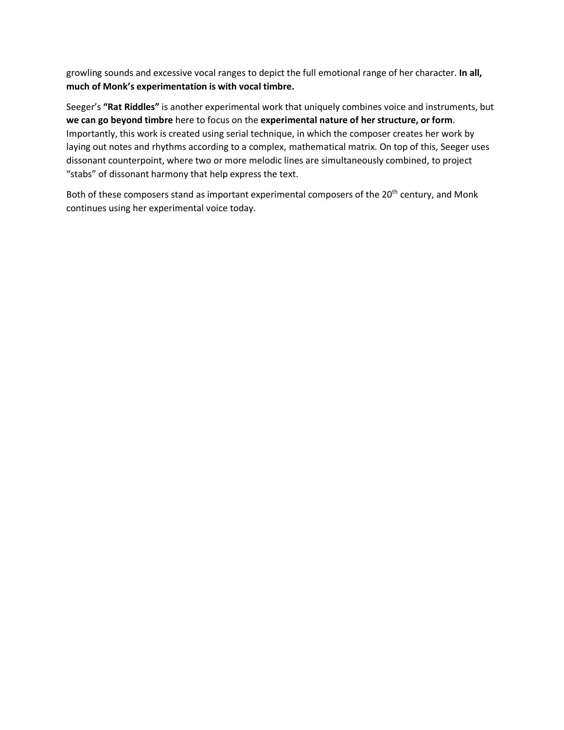growling sounds and excessive vocal ranges to depict the full emotional range of her character. **In all, much of Monk's experimentation is with vocal timbre.**

Seeger's **"Rat Riddles"** is another experimental work that uniquely combines voice and instruments, but **we can go beyond timbre** here to focus on the **experimental nature of her structure, or form**. Importantly, this work is created using serial technique, in which the composer creates her work by laying out notes and rhythms according to a complex, mathematical matrix. On top of this, Seeger uses dissonant counterpoint, where two or more melodic lines are simultaneously combined, to project "stabs" of dissonant harmony that help express the text.

Both of these composers stand as important experimental composers of the 20th century, and Monk continues using her experimental voice today.